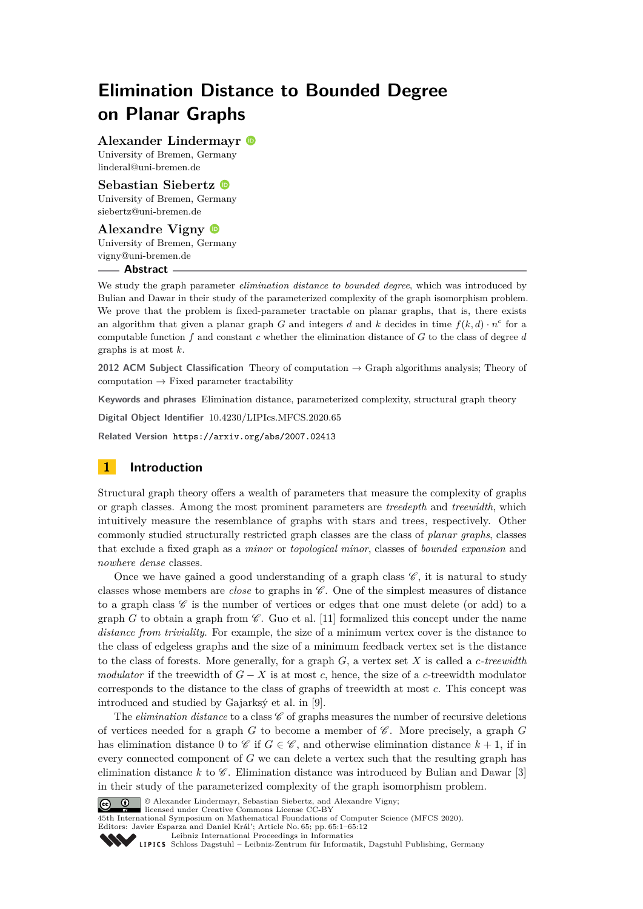# Elimination Distance to Bounded Degree on Planar Graphs

**Alexander Lindermayr**
University of Bremen, Germany
linderal@uni-bremen.de

**Sebastian Siebertz**
University of Bremen, Germany
siebertz@uni-bremen.de

**Alexandre Vigny**
University of Bremen, Germany
vigny@uni-bremen.de

## Abstract

We study the graph parameter *elimination distance to bounded degree*, which was introduced by Bulian and Dawar in their study of the parameterized complexity of the graph isomorphism problem. We prove that the problem is fixed-parameter tractable on planar graphs, that is, there exists an algorithm that given a planar graph $G$ and integers $d$ and $k$ decides in time $f(k,d) \cdot n^c$ for a computable function $f$ and constant $c$ whether the elimination distance of $G$ to the class of degree $d$ graphs is at most $k$.

**2012 ACM Subject Classification** Theory of computation → Graph algorithms analysis; Theory of computation → Fixed parameter tractability

**Keywords and phrases** Elimination distance, parameterized complexity, structural graph theory

**Digital Object Identifier** 10.4230/LIPIcs.MFCS.2020.65

**Related Version** https://arxiv.org/abs/2007.02413

## 1 Introduction

Structural graph theory offers a wealth of parameters that measure the complexity of graphs or graph classes. Among the most prominent parameters are *treedepth* and *treewidth*, which intuitively measure the resemblance of graphs with stars and trees, respectively. Other commonly studied structurally restricted graph classes are the class of *planar graphs*, classes that exclude a fixed graph as a *minor* or *topological minor*, classes of *bounded expansion* and *nowhere dense* classes.

Once we have gained a good understanding of a graph class $\mathscr{C}$, it is natural to study classes whose members are *close* to graphs in $\mathscr{C}$. One of the simplest measures of distance to a graph class $\mathscr{C}$ is the number of vertices or edges that one must delete (or add) to a graph $G$ to obtain a graph from $\mathscr{C}$. Guo et al. [11] formalized this concept under the name *distance from triviality*. For example, the size of a minimum vertex cover is the distance to the class of edgeless graphs and the size of a minimum feedback vertex set is the distance to the class of forests. More generally, for a graph $G$, a vertex set $X$ is called a *$c$-treewidth modulator* if the treewidth of $G - X$ is at most $c$, hence, the size of a $c$-treewidth modulator corresponds to the distance to the class of graphs of treewidth at most $c$. This concept was introduced and studied by Gajarský et al. in [9].

The *elimination distance* to a class $\mathscr{C}$ of graphs measures the number of recursive deletions of vertices needed for a graph $G$ to become a member of $\mathscr{C}$. More precisely, a graph $G$ has elimination distance 0 to $\mathscr{C}$ if $G \in \mathscr{C}$, and otherwise elimination distance $k+1$, if in every connected component of $G$ we can delete a vertex such that the resulting graph has elimination distance $k$ to $\mathscr{C}$. Elimination distance was introduced by Bulian and Dawar [3] in their study of the parameterized complexity of the graph isomorphism problem.

© Alexander Lindermayr, Sebastian Siebertz, and Alexandre Vigny;
licensed under Creative Commons License CC-BY
45th International Symposium on Mathematical Foundations of Computer Science (MFCS 2020).
Editors: Javier Esparza and Daniel Kráľ; Article No. 65; pp. 65:1–65:12
Leibniz International Proceedings in Informatics
Schloss Dagstuhl – Leibniz-Zentrum für Informatik, Dagstuhl Publishing, Germany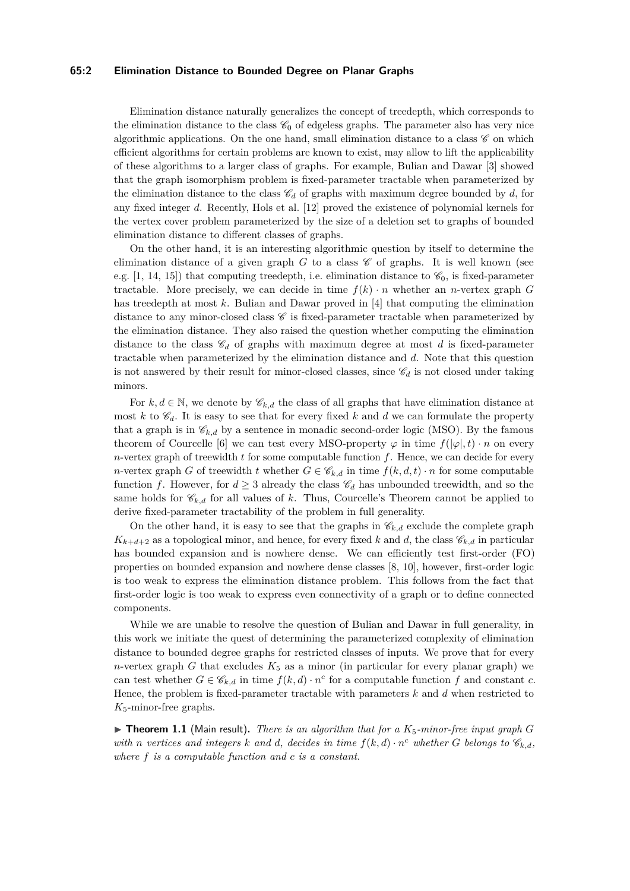Elimination distance naturally generalizes the concept of treedepth, which corresponds to the elimination distance to the class $\mathscr{C}_0$ of edgeless graphs. The parameter also has very nice algorithmic applications. On the one hand, small elimination distance to a class $\mathscr{C}$ on which efficient algorithms for certain problems are known to exist, may allow to lift the applicability of these algorithms to a larger class of graphs. For example, Bulian and Dawar [3] showed that the graph isomorphism problem is fixed-parameter tractable when parameterized by the elimination distance to the class $\mathscr{C}_d$ of graphs with maximum degree bounded by $d$, for any fixed integer $d$. Recently, Hols et al. [12] proved the existence of polynomial kernels for the vertex cover problem parameterized by the size of a deletion set to graphs of bounded elimination distance to different classes of graphs.

On the other hand, it is an interesting algorithmic question by itself to determine the elimination distance of a given graph $G$ to a class $\mathscr{C}$ of graphs. It is well known (see e.g. [1, 14, 15]) that computing treedepth, i.e. elimination distance to $\mathscr{C}_0$, is fixed-parameter tractable. More precisely, we can decide in time $f(k) \cdot n$ whether an $n$-vertex graph $G$ has treedepth at most $k$. Bulian and Dawar proved in [4] that computing the elimination distance to any minor-closed class $\mathscr{C}$ is fixed-parameter tractable when parameterized by the elimination distance. They also raised the question whether computing the elimination distance to the class $\mathscr{C}_d$ of graphs with maximum degree at most $d$ is fixed-parameter tractable when parameterized by the elimination distance and $d$. Note that this question is not answered by their result for minor-closed classes, since $\mathscr{C}_d$ is not closed under taking minors.

For $k, d \in \mathbb{N}$, we denote by $\mathscr{C}_{k,d}$ the class of all graphs that have elimination distance at most $k$ to $\mathscr{C}_d$. It is easy to see that for every fixed $k$ and $d$ we can formulate the property that a graph is in $\mathscr{C}_{k,d}$ by a sentence in monadic second-order logic (MSO). By the famous theorem of Courcelle [6] we can test every MSO-property $\varphi$ in time $f(|\varphi|, t) \cdot n$ on every $n$-vertex graph of treewidth $t$ for some computable function $f$. Hence, we can decide for every $n$-vertex graph $G$ of treewidth $t$ whether $G \in \mathscr{C}_{k,d}$ in time $f(k, d, t) \cdot n$ for some computable function $f$. However, for $d \geq 3$ already the class $\mathscr{C}_d$ has unbounded treewidth, and so the same holds for $\mathscr{C}_{k,d}$ for all values of $k$. Thus, Courcelle's Theorem cannot be applied to derive fixed-parameter tractability of the problem in full generality.

On the other hand, it is easy to see that the graphs in $\mathscr{C}_{k,d}$ exclude the complete graph $K_{k+d+2}$ as a topological minor, and hence, for every fixed $k$ and $d$, the class $\mathscr{C}_{k,d}$ in particular has bounded expansion and is nowhere dense. We can efficiently test first-order (FO) properties on bounded expansion and nowhere dense classes [8, 10], however, first-order logic is too weak to express the elimination distance problem. This follows from the fact that first-order logic is too weak to express even connectivity of a graph or to define connected components.

While we are unable to resolve the question of Bulian and Dawar in full generality, in this work we initiate the quest of determining the parameterized complexity of elimination distance to bounded degree graphs for restricted classes of inputs. We prove that for every $n$-vertex graph $G$ that excludes $K_5$ as a minor (in particular for every planar graph) we can test whether $G \in \mathscr{C}_{k,d}$ in time $f(k, d) \cdot n^c$ for a computable function $f$ and constant $c$. Hence, the problem is fixed-parameter tractable with parameters $k$ and $d$ when restricted to $K_5$-minor-free graphs.

▶ **Theorem 1.1** (Main result). *There is an algorithm that for a $K_5$-minor-free input graph $G$ with $n$ vertices and integers $k$ and $d$, decides in time $f(k, d) \cdot n^c$ whether $G$ belongs to $\mathscr{C}_{k,d}$, where $f$ is a computable function and $c$ is a constant.*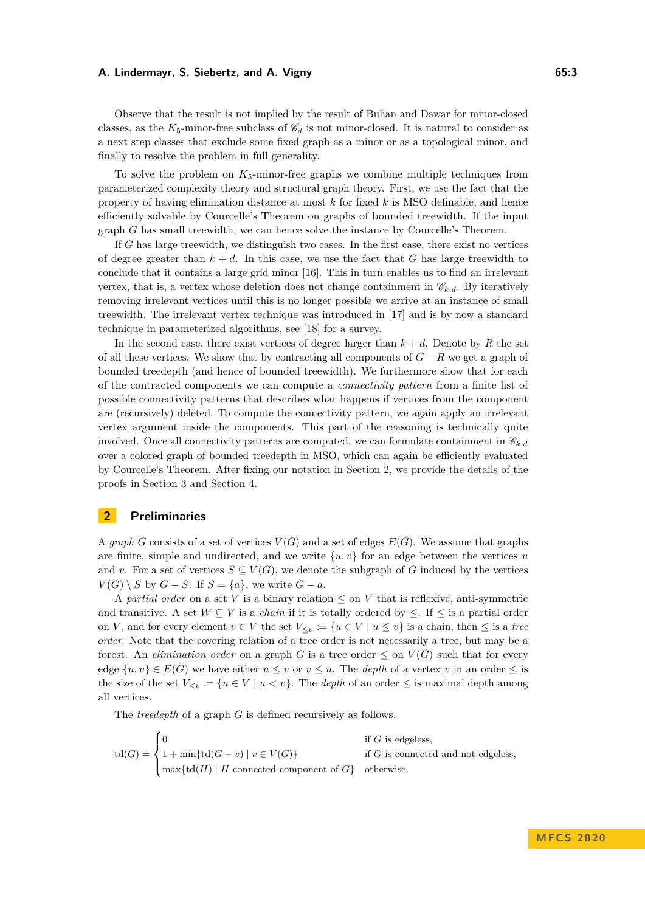Observe that the result is not implied by the result of Bulian and Dawar for minor-closed classes, as the $K_5$-minor-free subclass of $\mathscr{C}_d$ is not minor-closed. It is natural to consider as a next step classes that exclude some fixed graph as a minor or as a topological minor, and finally to resolve the problem in full generality.

To solve the problem on $K_5$-minor-free graphs we combine multiple techniques from parameterized complexity theory and structural graph theory. First, we use the fact that the property of having elimination distance at most $k$ for fixed $k$ is MSO definable, and hence efficiently solvable by Courcelle's Theorem on graphs of bounded treewidth. If the input graph $G$ has small treewidth, we can hence solve the instance by Courcelle's Theorem.

If $G$ has large treewidth, we distinguish two cases. In the first case, there exist no vertices of degree greater than $k+d$. In this case, we use the fact that $G$ has large treewidth to conclude that it contains a large grid minor [16]. This in turn enables us to find an irrelevant vertex, that is, a vertex whose deletion does not change containment in $\mathscr{C}_{k,d}$. By iteratively removing irrelevant vertices until this is no longer possible we arrive at an instance of small treewidth. The irrelevant vertex technique was introduced in [17] and is by now a standard technique in parameterized algorithms, see [18] for a survey.

In the second case, there exist vertices of degree larger than $k+d$. Denote by $R$ the set of all these vertices. We show that by contracting all components of $G-R$ we get a graph of bounded treedepth (and hence of bounded treewidth). We furthermore show that for each of the contracted components we can compute a *connectivity pattern* from a finite list of possible connectivity patterns that describes what happens if vertices from the component are (recursively) deleted. To compute the connectivity pattern, we again apply an irrelevant vertex argument inside the components. This part of the reasoning is technically quite involved. Once all connectivity patterns are computed, we can formulate containment in $\mathscr{C}_{k,d}$ over a colored graph of bounded treedepth in MSO, which can again be efficiently evaluated by Courcelle's Theorem. After fixing our notation in Section 2, we provide the details of the proofs in Section 3 and Section 4.

## 2 Preliminaries

A *graph* $G$ consists of a set of vertices $V(G)$ and a set of edges $E(G)$. We assume that graphs are finite, simple and undirected, and we write $\{u,v\}$ for an edge between the vertices $u$ and $v$. For a set of vertices $S \subseteq V(G)$, we denote the subgraph of $G$ induced by the vertices $V(G) \setminus S$ by $G-S$. If $S=\{a\}$, we write $G-a$.

A *partial order* on a set $V$ is a binary relation $\leq$ on $V$ that is reflexive, anti-symmetric and transitive. A set $W \subseteq V$ is a *chain* if it is totally ordered by $\leq$. If $\leq$ is a partial order on $V$, and for every element $v \in V$ the set $V_{\leq v} := \{u \in V \mid u \leq v\}$ is a chain, then $\leq$ is a *tree order*. Note that the covering relation of a tree order is not necessarily a tree, but may be a forest. An *elimination order* on a graph $G$ is a tree order $\leq$ on $V(G)$ such that for every edge $\{u,v\} \in E(G)$ we have either $u \leq v$ or $v \leq u$. The *depth* of a vertex $v$ in an order $\leq$ is the size of the set $V_{<v} := \{u \in V \mid u < v\}$. The *depth* of an order $\leq$ is maximal depth among all vertices.

The *treedepth* of a graph $G$ is defined recursively as follows.

$$
\mathrm{td}(G) = \begin{cases} 0 & \text{if } G \text{ is edgeless,} \\ 1 + \min\{\mathrm{td}(G-v) \mid v \in V(G)\} & \text{if } G \text{ is connected and not edgeless,} \\ \max\{\mathrm{td}(H) \mid H \text{ connected component of } G\} & \text{otherwise.} \end{cases}
$$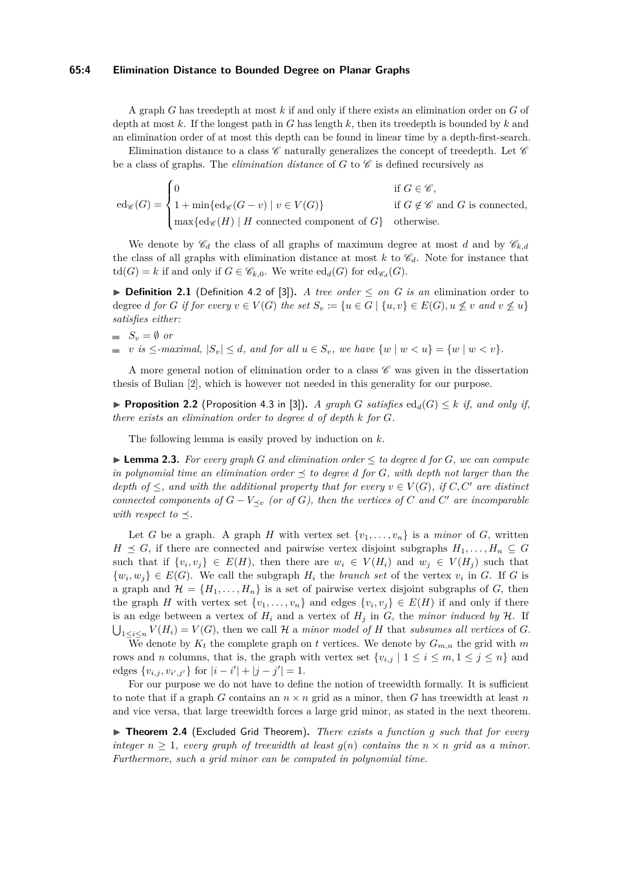A graph $G$ has treedepth at most $k$ if and only if there exists an elimination order on $G$ of depth at most $k$. If the longest path in $G$ has length $k$, then its treedepth is bounded by $k$ and an elimination order of at most this depth can be found in linear time by a depth-first-search.

Elimination distance to a class $\mathscr{C}$ naturally generalizes the concept of treedepth. Let $\mathscr{C}$ be a class of graphs. The *elimination distance* of $G$ to $\mathscr{C}$ is defined recursively as

$$\mathrm{ed}_{\mathscr{C}}(G) = \begin{cases} 0 & \text{if } G \in \mathscr{C}, \\ 1 + \min\{\mathrm{ed}_{\mathscr{C}}(G - v) \mid v \in V(G)\} & \text{if } G \notin \mathscr{C} \text{ and } G \text{ is connected,} \\ \max\{\mathrm{ed}_{\mathscr{C}}(H) \mid H \text{ connected component of } G\} & \text{otherwise.} \end{cases}$$

We denote by $\mathscr{C}_d$ the class of all graphs of maximum degree at most $d$ and by $\mathscr{C}_{k,d}$ the class of all graphs with elimination distance at most $k$ to $\mathscr{C}_d$. Note for instance that $\mathrm{td}(G) = k$ if and only if $G \in \mathscr{C}_{k,0}$. We write $\mathrm{ed}_d(G)$ for $\mathrm{ed}_{\mathscr{C}_d}(G)$.

▶ **Definition 2.1** (Definition 4.2 of [3]). *A tree order $\leq$ on $G$ is an* elimination order to degree $d$ for $G$ *if for every $v \in V(G)$ the set $S_v := \{u \in G \mid \{u, v\} \in E(G), u \not\leq v \text{ and } v \not\leq u\}$ satisfies either:*

- $S_v = \emptyset$ *or*
- *$v$ is $\leq$-maximal, $|S_v| \leq d$, and for all $u \in S_v$, we have $\{w \mid w < u\} = \{w \mid w < v\}$.*

A more general notion of elimination order to a class $\mathscr{C}$ was given in the dissertation thesis of Bulian [2], which is however not needed in this generality for our purpose.

▶ **Proposition 2.2** (Proposition 4.3 in [3]). *A graph $G$ satisfies $\mathrm{ed}_d(G) \leq k$ if, and only if, there exists an elimination order to degree $d$ of depth $k$ for $G$.*

The following lemma is easily proved by induction on $k$.

▶ **Lemma 2.3.** *For every graph $G$ and elimination order $\leq$ to degree $d$ for $G$, we can compute in polynomial time an elimination order $\preceq$ to degree $d$ for $G$, with depth not larger than the depth of $\leq$, and with the additional property that for every $v \in V(G)$, if $C, C'$ are distinct connected components of $G - V_{\preceq v}$ (or of $G$), then the vertices of $C$ and $C'$ are incomparable with respect to $\preceq$.*

Let $G$ be a graph. A graph $H$ with vertex set $\{v_1, \ldots, v_n\}$ is a *minor* of $G$, written $H \preceq G$, if there are connected and pairwise vertex disjoint subgraphs $H_1, \ldots, H_n \subseteq G$ such that if $\{v_i, v_j\} \in E(H)$, then there are $w_i \in V(H_i)$ and $w_j \in V(H_j)$ such that $\{w_i, w_j\} \in E(G)$. We call the subgraph $H_i$ the *branch set* of the vertex $v_i$ in $G$. If $G$ is a graph and $\mathcal{H} = \{H_1, \ldots, H_n\}$ is a set of pairwise vertex disjoint subgraphs of $G$, then the graph $H$ with vertex set $\{v_1, \ldots, v_n\}$ and edges $\{v_i, v_j\} \in E(H)$ if and only if there is an edge between a vertex of $H_i$ and a vertex of $H_j$ in $G$, the *minor induced by $\mathcal{H}$*. If $\bigcup_{1 \leq i \leq n} V(H_i) = V(G)$, then we call $\mathcal{H}$ a *minor model of $H$* that *subsumes all vertices* of $G$.

We denote by $K_t$ the complete graph on $t$ vertices. We denote by $G_{m,n}$ the grid with $m$ rows and $n$ columns, that is, the graph with vertex set $\{v_{i,j} \mid 1 \leq i \leq m, 1 \leq j \leq n\}$ and edges $\{v_{i,j}, v_{i',j'}\}$ for $|i - i'| + |j - j'| = 1$.

For our purpose we do not have to define the notion of treewidth formally. It is sufficient to note that if a graph $G$ contains an $n \times n$ grid as a minor, then $G$ has treewidth at least $n$ and vice versa, that large treewidth forces a large grid minor, as stated in the next theorem.

▶ **Theorem 2.4** (Excluded Grid Theorem). *There exists a function $g$ such that for every integer $n \geq 1$, every graph of treewidth at least $g(n)$ contains the $n \times n$ grid as a minor. Furthermore, such a grid minor can be computed in polynomial time.*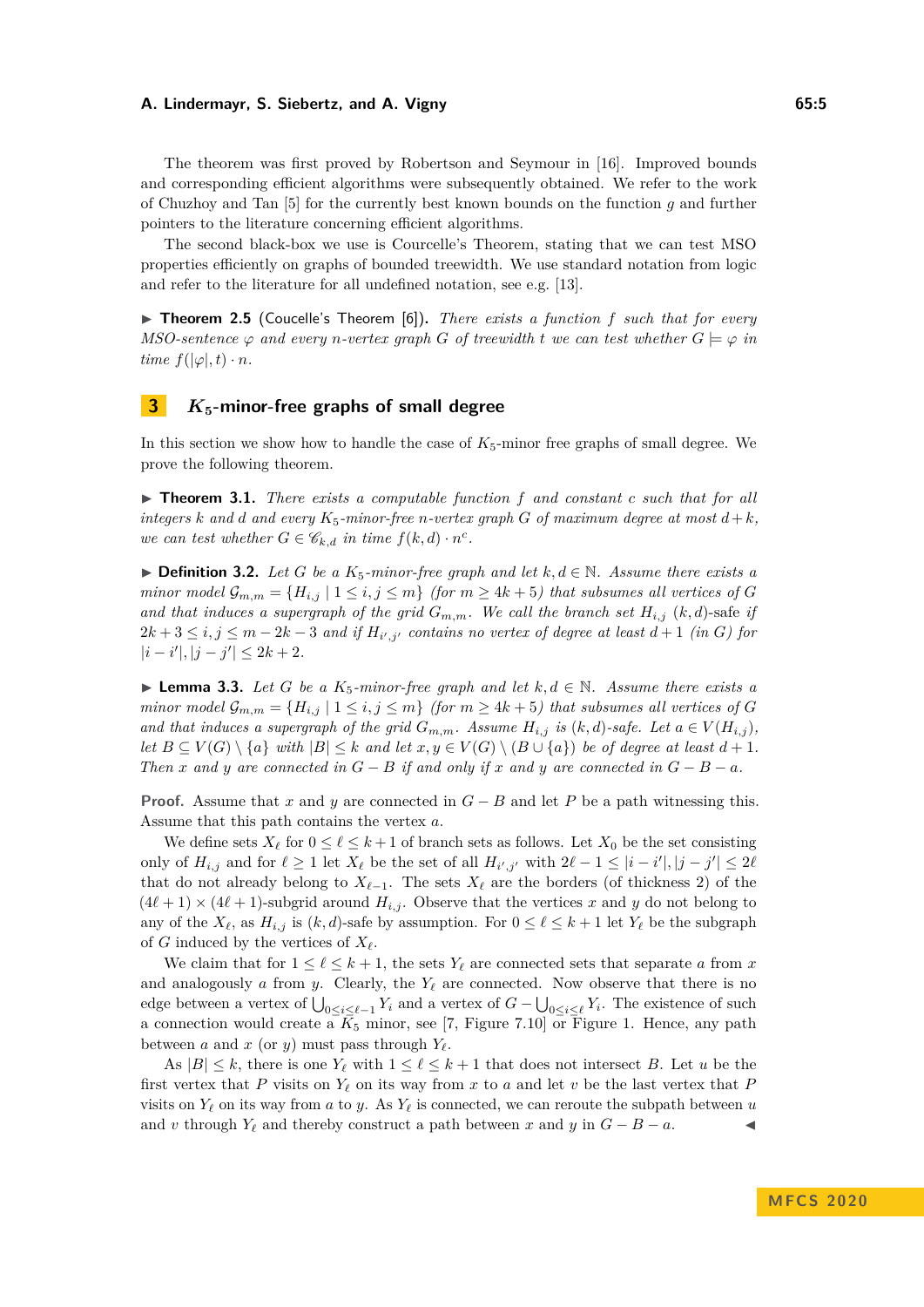The theorem was first proved by Robertson and Seymour in [16]. Improved bounds and corresponding efficient algorithms were subsequently obtained. We refer to the work of Chuzhoy and Tan [5] for the currently best known bounds on the function $g$ and further pointers to the literature concerning efficient algorithms.

The second black-box we use is Courcelle's Theorem, stating that we can test MSO properties efficiently on graphs of bounded treewidth. We use standard notation from logic and refer to the literature for all undefined notation, see e.g. [13].

▶ **Theorem 2.5** (Coucelle's Theorem [6]). *There exists a function $f$ such that for every MSO-sentence $\varphi$ and every $n$-vertex graph $G$ of treewidth $t$ we can test whether $G \models \varphi$ in time $f(|\varphi|, t) \cdot n$.*

# 3 $K_5$-minor-free graphs of small degree

In this section we show how to handle the case of $K_5$-minor free graphs of small degree. We prove the following theorem.

▶ **Theorem 3.1.** *There exists a computable function $f$ and constant $c$ such that for all integers $k$ and $d$ and every $K_5$-minor-free $n$-vertex graph $G$ of maximum degree at most $d+k$, we can test whether $G \in \mathscr{C}_{k,d}$ in time $f(k,d) \cdot n^c$.*

▶ **Definition 3.2.** *Let $G$ be a $K_5$-minor-free graph and let $k, d \in \mathbb{N}$. Assume there exists a minor model $\mathcal{G}_{m,m} = \{H_{i,j} \mid 1 \leq i,j \leq m\}$ (for $m \geq 4k+5$) that subsumes all vertices of $G$ and that induces a supergraph of the grid $G_{m,m}$. We call the branch set $H_{i,j}$ $(k,d)$-safe if $2k+3 \leq i,j \leq m-2k-3$ and if $H_{i',j'}$ contains no vertex of degree at least $d+1$ (in $G$) for $|i-i'|, |j-j'| \leq 2k+2$.*

▶ **Lemma 3.3.** *Let $G$ be a $K_5$-minor-free graph and let $k, d \in \mathbb{N}$. Assume there exists a minor model $\mathcal{G}_{m,m} = \{H_{i,j} \mid 1 \leq i,j \leq m\}$ (for $m \geq 4k+5$) that subsumes all vertices of $G$ and that induces a supergraph of the grid $G_{m,m}$. Assume $H_{i,j}$ is $(k,d)$-safe. Let $a \in V(H_{i,j})$, let $B \subseteq V(G) \setminus \{a\}$ with $|B| \leq k$ and let $x, y \in V(G) \setminus (B \cup \{a\})$ be of degree at least $d+1$. Then $x$ and $y$ are connected in $G - B$ if and only if $x$ and $y$ are connected in $G - B - a$.*

**Proof.** Assume that $x$ and $y$ are connected in $G - B$ and let $P$ be a path witnessing this. Assume that this path contains the vertex $a$.

We define sets $X_\ell$ for $0 \leq \ell \leq k+1$ of branch sets as follows. Let $X_0$ be the set consisting only of $H_{i,j}$ and for $\ell \geq 1$ let $X_\ell$ be the set of all $H_{i',j'}$ with $2\ell - 1 \leq |i-i'|, |j-j'| \leq 2\ell$ that do not already belong to $X_{\ell-1}$. The sets $X_\ell$ are the borders (of thickness 2) of the $(4\ell+1) \times (4\ell+1)$-subgrid around $H_{i,j}$. Observe that the vertices $x$ and $y$ do not belong to any of the $X_\ell$, as $H_{i,j}$ is $(k,d)$-safe by assumption. For $0 \leq \ell \leq k+1$ let $Y_\ell$ be the subgraph of $G$ induced by the vertices of $X_\ell$.

We claim that for $1 \leq \ell \leq k+1$, the sets $Y_\ell$ are connected sets that separate $a$ from $x$ and analogously $a$ from $y$. Clearly, the $Y_\ell$ are connected. Now observe that there is no edge between a vertex of $\bigcup_{0 \leq i \leq \ell-1} Y_i$ and a vertex of $G - \bigcup_{0 \leq i \leq \ell} Y_i$. The existence of such a connection would create a $K_5$ minor, see [7, Figure 7.10] or Figure 1. Hence, any path between $a$ and $x$ (or $y$) must pass through $Y_\ell$.

As $|B| \leq k$, there is one $Y_\ell$ with $1 \leq \ell \leq k+1$ that does not intersect $B$. Let $u$ be the first vertex that $P$ visits on $Y_\ell$ on its way from $x$ to $a$ and let $v$ be the last vertex that $P$ visits on $Y_\ell$ on its way from $a$ to $y$. As $Y_\ell$ is connected, we can reroute the subpath between $u$ and $v$ through $Y_\ell$ and thereby construct a path between $x$ and $y$ in $G - B - a$. ◀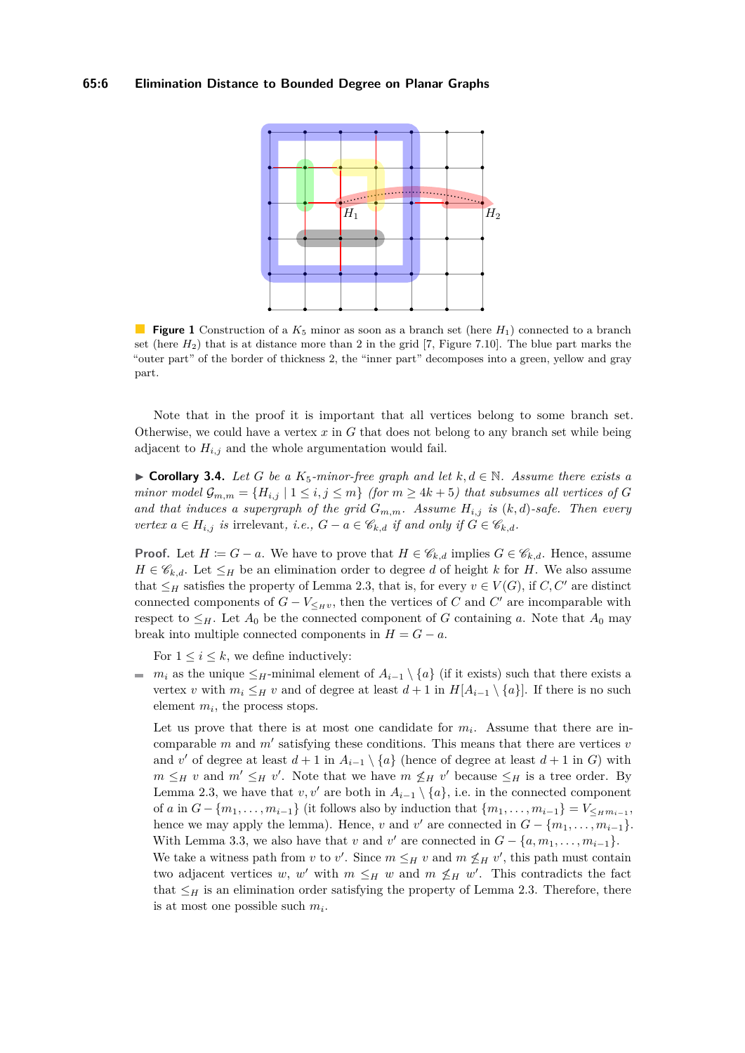**Figure 1** Construction of a $K_5$ minor as soon as a branch set (here $H_1$) connected to a branch set (here $H_2$) that is at distance more than 2 in the grid [7, Figure 7.10]. The blue part marks the "outer part" of the border of thickness 2, the "inner part" decomposes into a green, yellow and gray part.

Note that in the proof it is important that all vertices belong to some branch set. Otherwise, we could have a vertex $x$ in $G$ that does not belong to any branch set while being adjacent to $H_{i,j}$ and the whole argumentation would fail.

▶ **Corollary 3.4.** *Let $G$ be a $K_5$-minor-free graph and let $k, d \in \mathbb{N}$. Assume there exists a minor model $\mathcal{G}_{m,m} = \{H_{i,j} \mid 1 \le i, j \le m\}$ (for $m \ge 4k + 5$) that subsumes all vertices of $G$ and that induces a supergraph of the grid $G_{m,m}$. Assume $H_{i,j}$ is $(k, d)$-safe. Then every vertex $a \in H_{i,j}$ is* irrelevant*, i.e., $G - a \in \mathscr{C}_{k,d}$ if and only if $G \in \mathscr{C}_{k,d}$.*

**Proof.** Let $H := G - a$. We have to prove that $H \in \mathscr{C}_{k,d}$ implies $G \in \mathscr{C}_{k,d}$. Hence, assume $H \in \mathscr{C}_{k,d}$. Let $\le_H$ be an elimination order to degree $d$ of height $k$ for $H$. We also assume that $\le_H$ satisfies the property of Lemma 2.3, that is, for every $v \in V(G)$, if $C, C'$ are distinct connected components of $G - V_{\le_H v}$, then the vertices of $C$ and $C'$ are incomparable with respect to $\le_H$. Let $A_0$ be the connected component of $G$ containing $a$. Note that $A_0$ may break into multiple connected components in $H = G - a$.

For $1 \le i \le k$, we define inductively:

- $m_i$ as the unique $\le_H$-minimal element of $A_{i-1} \setminus \{a\}$ (if it exists) such that there exists a vertex $v$ with $m_i \le_H v$ and of degree at least $d+1$ in $H[A_{i-1} \setminus \{a\}]$. If there is no such element $m_i$, the process stops.

  Let us prove that there is at most one candidate for $m_i$. Assume that there are incomparable $m$ and $m'$ satisfying these conditions. This means that there are vertices $v$ and $v'$ of degree at least $d+1$ in $A_{i-1} \setminus \{a\}$ (hence of degree at least $d+1$ in $G$) with $m \le_H v$ and $m' \le_H v'$. Note that we have $m \not\le_H v'$ because $\le_H$ is a tree order. By Lemma 2.3, we have that $v, v'$ are both in $A_{i-1} \setminus \{a\}$, i.e. in the connected component of $a$ in $G - \{m_1, \ldots, m_{i-1}\}$ (it follows also by induction that $\{m_1, \ldots, m_{i-1}\} = V_{\le_H m_{i-1}}$, hence we may apply the lemma). Hence, $v$ and $v'$ are connected in $G - \{m_1, \ldots, m_{i-1}\}$. With Lemma 3.3, we also have that $v$ and $v'$ are connected in $G - \{a, m_1, \ldots, m_{i-1}\}$. We take a witness path from $v$ to $v'$. Since $m \le_H v$ and $m \not\le_H v'$, this path must contain two adjacent vertices $w$, $w'$ with $m \le_H w$ and $m \not\le_H w'$. This contradicts the fact that $\le_H$ is an elimination order satisfying the property of Lemma 2.3. Therefore, there is at most one possible such $m_i$.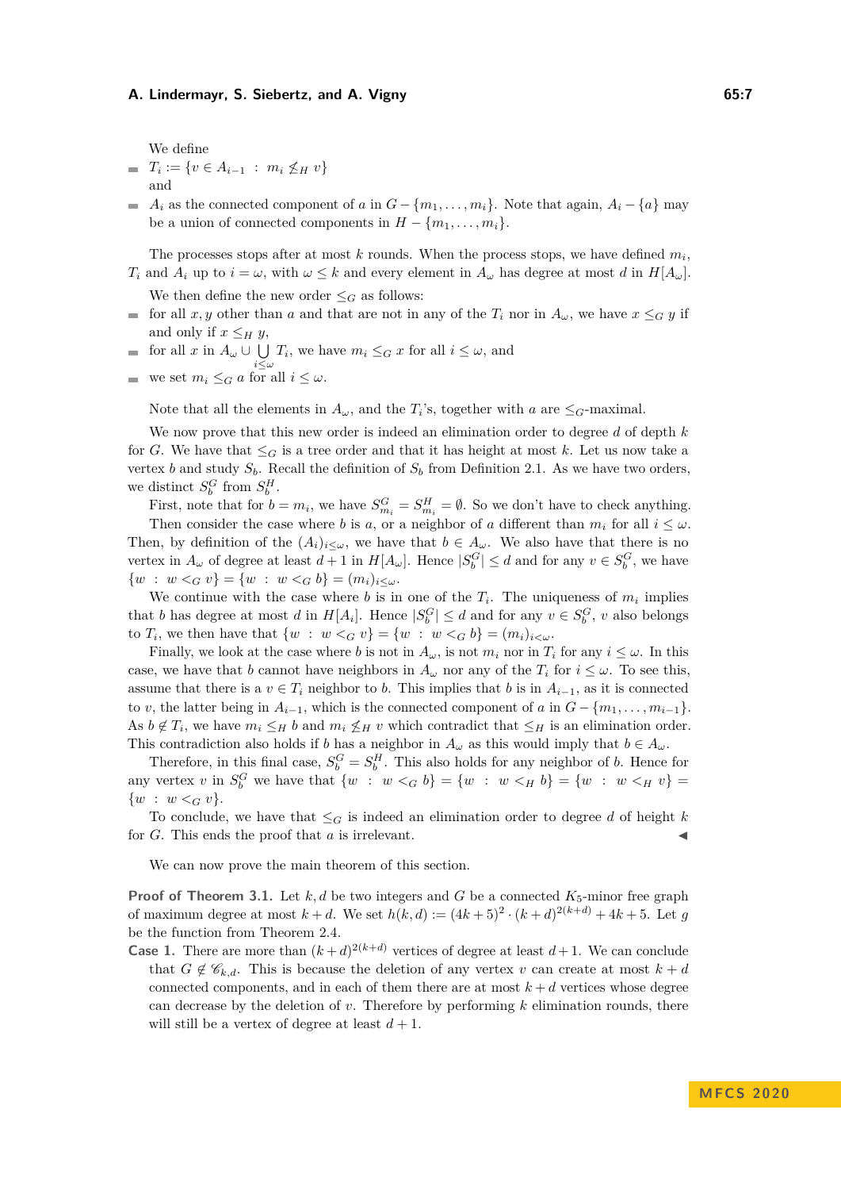We define

- $T_i := \{v \in A_{i-1} \; : \; m_i \not\leq_H v\}$
  and
- $A_i$ as the connected component of $a$ in $G - \{m_1, \ldots, m_i\}$. Note that again, $A_i - \{a\}$ may be a union of connected components in $H - \{m_1, \ldots, m_i\}$.

The processes stops after at most $k$ rounds. When the process stops, we have defined $m_i$, $T_i$ and $A_i$ up to $i = \omega$, with $\omega \leq k$ and every element in $A_\omega$ has degree at most $d$ in $H[A_\omega]$.

We then define the new order $\leq_G$ as follows:

- for all $x, y$ other than $a$ and that are not in any of the $T_i$ nor in $A_\omega$, we have $x \leq_G y$ if and only if $x \leq_H y$,
- for all $x$ in $A_\omega \cup \bigcup_{i \leq \omega} T_i$, we have $m_i \leq_G x$ for all $i \leq \omega$, and
- we set $m_i \leq_G a$ for all $i \leq \omega$.

Note that all the elements in $A_\omega$, and the $T_i$'s, together with $a$ are $\leq_G$-maximal.

We now prove that this new order is indeed an elimination order to degree $d$ of depth $k$ for $G$. We have that $\leq_G$ is a tree order and that it has height at most $k$. Let us now take a vertex $b$ and study $S_b$. Recall the definition of $S_b$ from Definition 2.1. As we have two orders, we distinct $S^G_b$ from $S^H_b$.

First, note that for $b = m_i$, we have $S^G_{m_i} = S^H_{m_i} = \emptyset$. So we don't have to check anything.

Then consider the case where $b$ is $a$, or a neighbor of $a$ different than $m_i$ for all $i \leq \omega$. Then, by definition of the $(A_i)_{i \leq \omega}$, we have that $b \in A_\omega$. We also have that there is no vertex in $A_\omega$ of degree at least $d+1$ in $H[A_\omega]$. Hence $|S^G_b| \leq d$ and for any $v \in S^G_b$, we have $\{w \; : \; w <_G v\} = \{w \; : \; w <_G b\} = (m_i)_{i \leq \omega}$.

We continue with the case where $b$ is in one of the $T_i$. The uniqueness of $m_i$ implies that $b$ has degree at most $d$ in $H[A_i]$. Hence $|S^G_b| \leq d$ and for any $v \in S^G_b$, $v$ also belongs to $T_i$, we then have that $\{w \; : \; w <_G v\} = \{w \; : \; w <_G b\} = (m_i)_{i < \omega}$.

Finally, we look at the case where $b$ is not in $A_\omega$, is not $m_i$ nor in $T_i$ for any $i \leq \omega$. In this case, we have that $b$ cannot have neighbors in $A_\omega$ nor any of the $T_i$ for $i \leq \omega$. To see this, assume that there is a $v \in T_i$ neighbor to $b$. This implies that $b$ is in $A_{i-1}$, as it is connected to $v$, the latter being in $A_{i-1}$, which is the connected component of $a$ in $G - \{m_1, \ldots, m_{i-1}\}$. As $b \notin T_i$, we have $m_i \leq_H b$ and $m_i \not\leq_H v$ which contradict that $\leq_H$ is an elimination order. This contradiction also holds if $b$ has a neighbor in $A_\omega$ as this would imply that $b \in A_\omega$.

Therefore, in this final case, $S^G_b = S^H_b$. This also holds for any neighbor of $b$. Hence for any vertex $v$ in $S^G_b$ we have that $\{w \; : \; w <_G b\} = \{w \; : \; w <_H b\} = \{w \; : \; w <_H v\} = \{w \; : \; w <_G v\}$.

To conclude, we have that $\leq_G$ is indeed an elimination order to degree $d$ of height $k$ for $G$. This ends the proof that $a$ is irrelevant. ◀

We can now prove the main theorem of this section.

**Proof of Theorem 3.1.** Let $k, d$ be two integers and $G$ be a connected $K_5$-minor free graph of maximum degree at most $k + d$. We set $h(k, d) := (4k + 5)^2 \cdot (k + d)^{2(k+d)} + 4k + 5$. Let $g$ be the function from Theorem 2.4.

**Case 1.** There are more than $(k + d)^{2(k+d)}$ vertices of degree at least $d+1$. We can conclude that $G \notin \mathscr{C}_{k,d}$. This is because the deletion of any vertex $v$ can create at most $k + d$ connected components, and in each of them there are at most $k + d$ vertices whose degree can decrease by the deletion of $v$. Therefore by performing $k$ elimination rounds, there will still be a vertex of degree at least $d + 1$.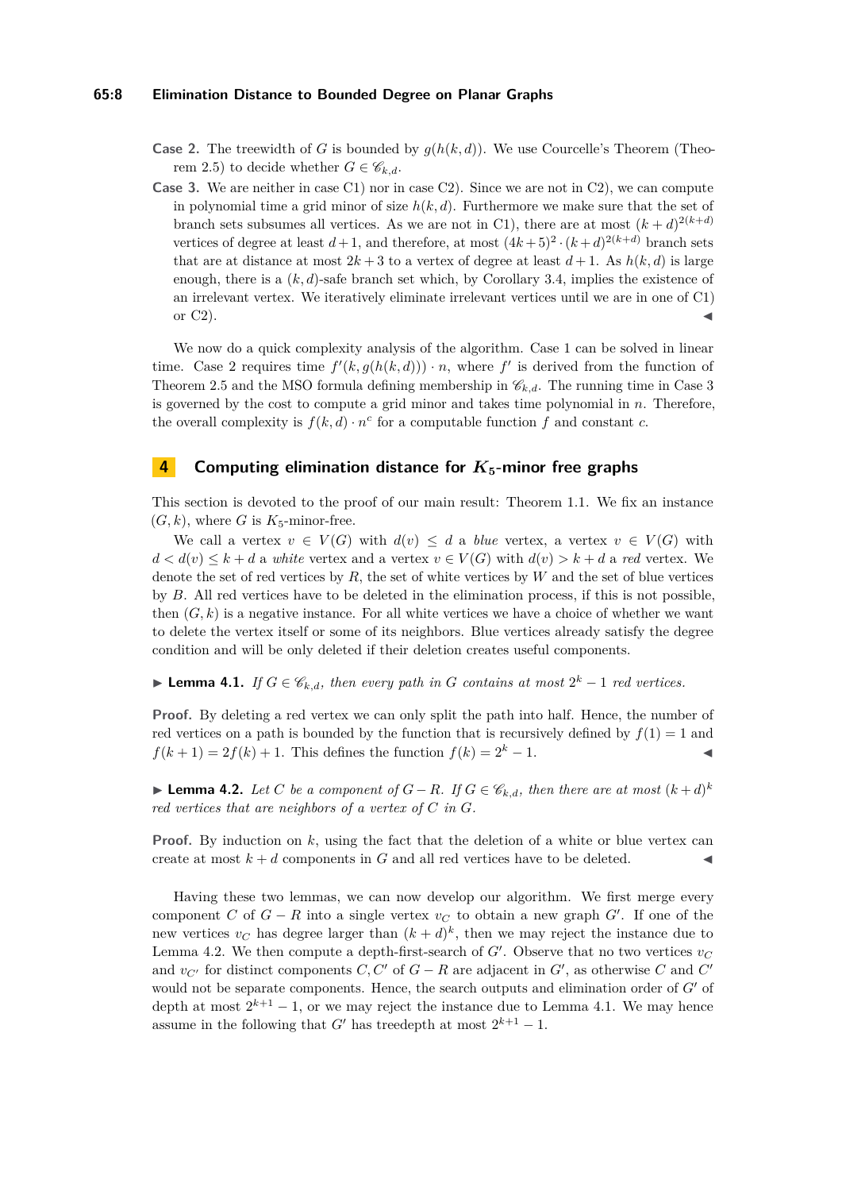**Case 2.** The treewidth of $G$ is bounded by $g(h(k, d))$. We use Courcelle's Theorem (Theorem 2.5) to decide whether $G \in \mathscr{C}_{k,d}$.

**Case 3.** We are neither in case C1) nor in case C2). Since we are not in C2), we can compute in polynomial time a grid minor of size $h(k, d)$. Furthermore we make sure that the set of branch sets subsumes all vertices. As we are not in C1), there are at most $(k + d)^{2(k+d)}$ vertices of degree at least $d + 1$, and therefore, at most $(4k + 5)^2 \cdot (k + d)^{2(k+d)}$ branch sets that are at distance at most $2k + 3$ to a vertex of degree at least $d + 1$. As $h(k, d)$ is large enough, there is a $(k, d)$-safe branch set which, by Corollary 3.4, implies the existence of an irrelevant vertex. We iteratively eliminate irrelevant vertices until we are in one of C1) or C2). ◀

We now do a quick complexity analysis of the algorithm. Case 1 can be solved in linear time. Case 2 requires time $f'(k, g(h(k, d))) \cdot n$, where $f'$ is derived from the function of Theorem 2.5 and the MSO formula defining membership in $\mathscr{C}_{k,d}$. The running time in Case 3 is governed by the cost to compute a grid minor and takes time polynomial in $n$. Therefore, the overall complexity is $f(k, d) \cdot n^c$ for a computable function $f$ and constant $c$.

## 4 Computing elimination distance for $K_5$-minor free graphs

This section is devoted to the proof of our main result: Theorem 1.1. We fix an instance $(G, k)$, where $G$ is $K_5$-minor-free.

We call a vertex $v \in V(G)$ with $d(v) \leq d$ a *blue* vertex, a vertex $v \in V(G)$ with $d < d(v) \leq k + d$ a *white* vertex and a vertex $v \in V(G)$ with $d(v) > k + d$ a *red* vertex. We denote the set of red vertices by $R$, the set of white vertices by $W$ and the set of blue vertices by $B$. All red vertices have to be deleted in the elimination process, if this is not possible, then $(G, k)$ is a negative instance. For all white vertices we have a choice of whether we want to delete the vertex itself or some of its neighbors. Blue vertices already satisfy the degree condition and will be only deleted if their deletion creates useful components.

▶ **Lemma 4.1.** *If $G \in \mathscr{C}_{k,d}$, then every path in $G$ contains at most $2^k - 1$ red vertices.*

**Proof.** By deleting a red vertex we can only split the path into half. Hence, the number of red vertices on a path is bounded by the function that is recursively defined by $f(1) = 1$ and $f(k + 1) = 2f(k) + 1$. This defines the function $f(k) = 2^k - 1$. ◀

▶ **Lemma 4.2.** *Let $C$ be a component of $G - R$. If $G \in \mathscr{C}_{k,d}$, then there are at most $(k + d)^k$ red vertices that are neighbors of a vertex of $C$ in $G$.*

**Proof.** By induction on $k$, using the fact that the deletion of a white or blue vertex can create at most $k + d$ components in $G$ and all red vertices have to be deleted. ◀

Having these two lemmas, we can now develop our algorithm. We first merge every component $C$ of $G - R$ into a single vertex $v_C$ to obtain a new graph $G'$. If one of the new vertices $v_C$ has degree larger than $(k + d)^k$, then we may reject the instance due to Lemma 4.2. We then compute a depth-first-search of $G'$. Observe that no two vertices $v_C$ and $v_{C'}$ for distinct components $C, C'$ of $G - R$ are adjacent in $G'$, as otherwise $C$ and $C'$ would not be separate components. Hence, the search outputs and elimination order of $G'$ of depth at most $2^{k+1} - 1$, or we may reject the instance due to Lemma 4.1. We may hence assume in the following that $G'$ has treedepth at most $2^{k+1} - 1$.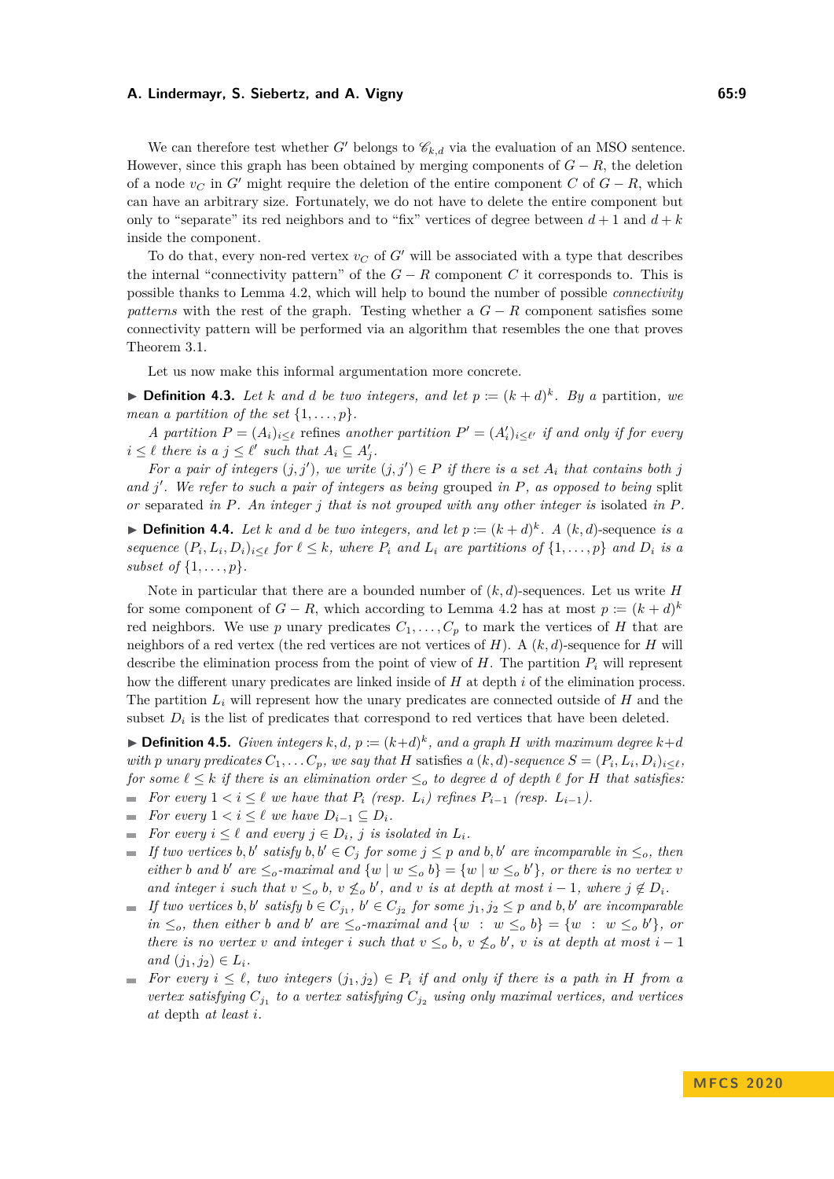We can therefore test whether $G'$ belongs to $\mathscr{C}_{k,d}$ via the evaluation of an MSO sentence. However, since this graph has been obtained by merging components of $G - R$, the deletion of a node $v_C$ in $G'$ might require the deletion of the entire component $C$ of $G - R$, which can have an arbitrary size. Fortunately, we do not have to delete the entire component but only to "separate" its red neighbors and to "fix" vertices of degree between $d+1$ and $d+k$ inside the component.

To do that, every non-red vertex $v_C$ of $G'$ will be associated with a type that describes the internal "connectivity pattern" of the $G - R$ component $C$ it corresponds to. This is possible thanks to Lemma 4.2, which will help to bound the number of possible *connectivity patterns* with the rest of the graph. Testing whether a $G - R$ component satisfies some connectivity pattern will be performed via an algorithm that resembles the one that proves Theorem 3.1.

Let us now make this informal argumentation more concrete.

▶ **Definition 4.3.** *Let $k$ and $d$ be two integers, and let $p := (k+d)^k$. By a* partition, *we mean a partition of the set $\{1, \ldots, p\}$.*

*A partition $P = (A_i)_{i \le \ell}$* refines *another partition $P' = (A'_i)_{i \le \ell'}$ if and only if for every $i \le \ell$ there is a $j \le \ell'$ such that $A_i \subseteq A'_j$.*

*For a pair of integers $(j, j')$, we write $(j, j') \in P$ if there is a set $A_i$ that contains both $j$ and $j'$. We refer to such a pair of integers as being* grouped *in $P$, as opposed to being* split *or* separated *in $P$. An integer $j$ that is not grouped with any other integer is* isolated *in $P$.*

▶ **Definition 4.4.** *Let $k$ and $d$ be two integers, and let $p := (k+d)^k$. A $(k,d)$-sequence is a sequence $(P_i, L_i, D_i)_{i \le \ell}$ for $\ell \le k$, where $P_i$ and $L_i$ are partitions of $\{1, \ldots, p\}$ and $D_i$ is a subset of $\{1, \ldots, p\}$.*

Note in particular that there are a bounded number of $(k,d)$-sequences. Let us write $H$ for some component of $G - R$, which according to Lemma 4.2 has at most $p := (k+d)^k$ red neighbors. We use $p$ unary predicates $C_1, \ldots, C_p$ to mark the vertices of $H$ that are neighbors of a red vertex (the red vertices are not vertices of $H$). A $(k,d)$-sequence for $H$ will describe the elimination process from the point of view of $H$. The partition $P_i$ will represent how the different unary predicates are linked inside of $H$ at depth $i$ of the elimination process. The partition $L_i$ will represent how the unary predicates are connected outside of $H$ and the subset $D_i$ is the list of predicates that correspond to red vertices that have been deleted.

▶ **Definition 4.5.** *Given integers $k, d$, $p := (k+d)^k$, and a graph $H$ with maximum degree $k+d$ with $p$ unary predicates $C_1, \ldots C_p$, we say that $H$ satisfies a $(k,d)$-sequence $S = (P_i, L_i, D_i)_{i \le \ell}$, for some $\ell \le k$ if there is an elimination order $\le_o$ to degree $d$ of depth $\ell$ for $H$ that satisfies:*

- *For every $1 < i \le \ell$ we have that $P_i$ (resp. $L_i$) refines $P_{i-1}$ (resp. $L_{i-1}$).*
- *For every $1 < i \le \ell$ we have $D_{i-1} \subseteq D_i$.*
- *For every $i \le \ell$ and every $j \in D_i$, $j$ is isolated in $L_i$.*
- *If two vertices $b, b'$ satisfy $b, b' \in C_j$ for some $j \le p$ and $b, b'$ are incomparable in $\le_o$, then either $b$ and $b'$ are $\le_o$-maximal and $\{w \mid w \le_o b\} = \{w \mid w \le_o b'\}$, or there is no vertex $v$ and integer $i$ such that $v \le_o b$, $v \not\le_o b'$, and $v$ is at depth at most $i-1$, where $j \notin D_i$.*
- *If two vertices $b, b'$ satisfy $b \in C_{j_1}$, $b' \in C_{j_2}$ for some $j_1, j_2 \le p$ and $b, b'$ are incomparable in $\le_o$, then either $b$ and $b'$ are $\le_o$-maximal and $\{w : w \le_o b\} = \{w : w \le_o b'\}$, or there is no vertex $v$ and integer $i$ such that $v \le_o b$, $v \not\le_o b'$, $v$ is at depth at most $i-1$ and $(j_1, j_2) \in L_i$.*
- *For every $i \le \ell$, two integers $(j_1, j_2) \in P_i$ if and only if there is a path in $H$ from a vertex satisfying $C_{j_1}$ to a vertex satisfying $C_{j_2}$ using only maximal vertices, and vertices at depth at least $i$.*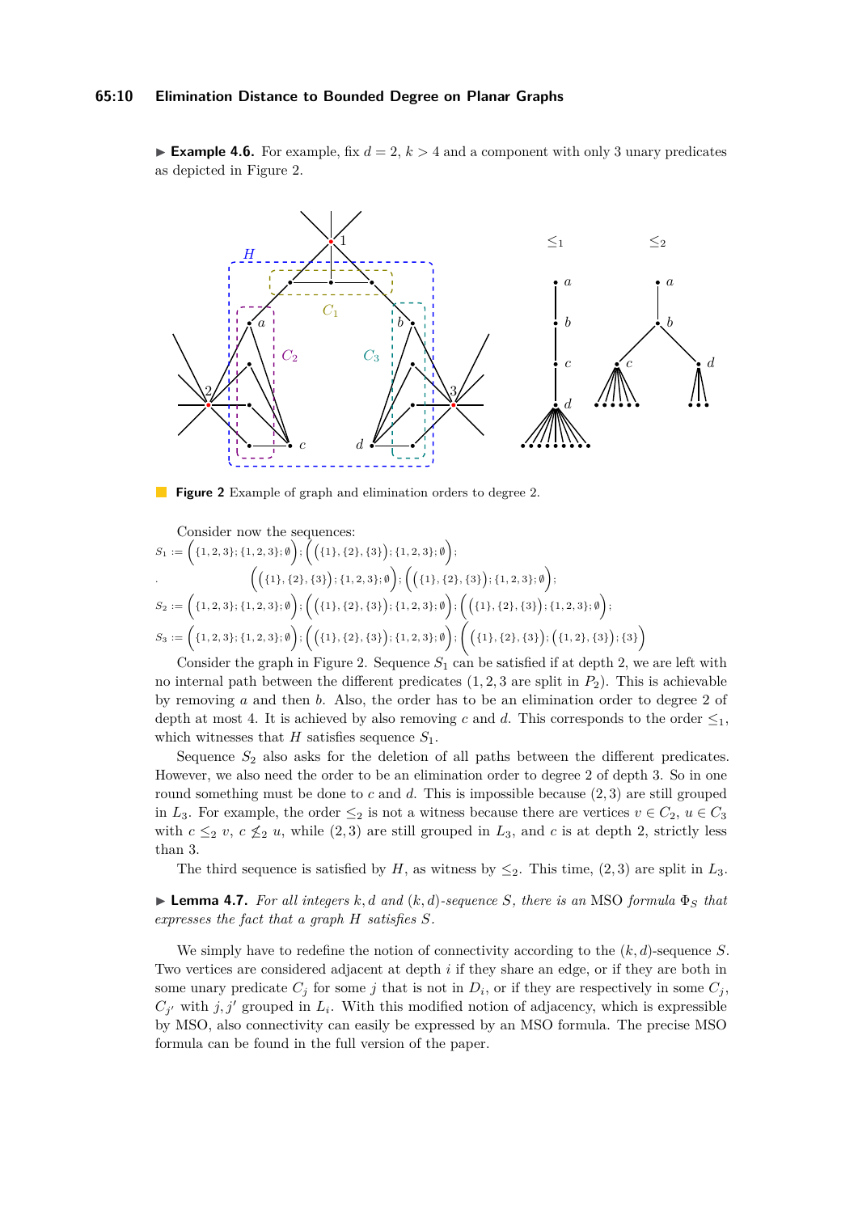▶ **Example 4.6.** For example, fix $d = 2$, $k > 4$ and a component with only 3 unary predicates as depicted in Figure 2.

**Figure 2** Example of graph and elimination orders to degree 2.

Consider now the sequences:

$$S_1 := \Big(\{1,2,3\};\{1,2,3\};\emptyset\Big);\Big(\big(\{1\},\{2\},\{3\}\big);\{1,2,3\};\emptyset\Big);$$
$$\Big(\big(\{1\},\{2\},\{3\}\big);\{1,2,3\};\emptyset\Big);\Big(\big(\{1\},\{2\},\{3\}\big);\{1,2,3\};\emptyset\Big);$$

$$S_2 := \Big(\{1,2,3\};\{1,2,3\};\emptyset\Big);\Big(\big(\{1\},\{2\},\{3\}\big);\{1,2,3\};\emptyset\Big);\Big(\big(\{1\},\{2\},\{3\}\big);\{1,2,3\};\emptyset\Big);$$

$$S_3 := \Big(\{1,2,3\};\{1,2,3\};\emptyset\Big);\Big(\big(\{1\},\{2\},\{3\}\big);\{1,2,3\};\emptyset\Big);\Big(\big(\{1\},\{2\},\{3\}\big);\big(\{1,2\},\{3\}\big);\{3\}\Big)$$

Consider the graph in Figure 2. Sequence $S_1$ can be satisfied if at depth 2, we are left with no internal path between the different predicates ($1, 2, 3$ are split in $P_2$). This is achievable by removing $a$ and then $b$. Also, the order has to be an elimination order to degree 2 of depth at most 4. It is achieved by also removing $c$ and $d$. This corresponds to the order $\leq_1$, which witnesses that $H$ satisfies sequence $S_1$.

Sequence $S_2$ also asks for the deletion of all paths between the different predicates. However, we also need the order to be an elimination order to degree 2 of depth 3. So in one round something must be done to $c$ and $d$. This is impossible because $(2,3)$ are still grouped in $L_3$. For example, the order $\leq_2$ is not a witness because there are vertices $v \in C_2$, $u \in C_3$ with $c \leq_2 v$, $c \not\leq_2 u$, while $(2,3)$ are still grouped in $L_3$, and $c$ is at depth 2, strictly less than 3.

The third sequence is satisfied by $H$, as witness by $\leq_2$. This time, $(2,3)$ are split in $L_3$.

▶ **Lemma 4.7.** *For all integers $k, d$ and $(k,d)$-sequence $S$, there is an* MSO *formula $\Phi_S$ that expresses the fact that a graph $H$ satisfies $S$.*

We simply have to redefine the notion of connectivity according to the $(k,d)$-sequence $S$. Two vertices are considered adjacent at depth $i$ if they share an edge, or if they are both in some unary predicate $C_j$ for some $j$ that is not in $D_i$, or if they are respectively in some $C_j$, $C_{j'}$ with $j, j'$ grouped in $L_i$. With this modified notion of adjacency, which is expressible by MSO, also connectivity can easily be expressed by an MSO formula. The precise MSO formula can be found in the full version of the paper.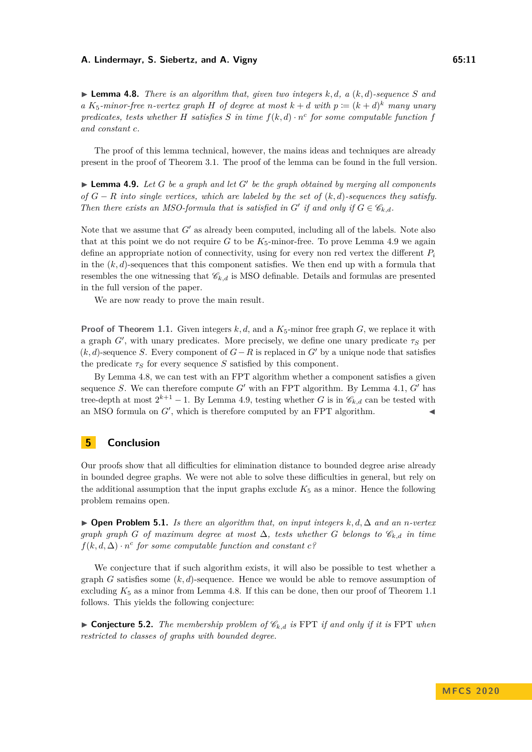▶ **Lemma 4.8.** *There is an algorithm that, given two integers $k, d$, a $(k,d)$-sequence $S$ and a $K_5$-minor-free $n$-vertex graph $H$ of degree at most $k+d$ with $p := (k+d)^k$ many unary predicates, tests whether $H$ satisfies $S$ in time $f(k,d) \cdot n^c$ for some computable function $f$ and constant $c$.*

The proof of this lemma technical, however, the mains ideas and techniques are already present in the proof of Theorem 3.1. The proof of the lemma can be found in the full version.

▶ **Lemma 4.9.** *Let $G$ be a graph and let $G'$ be the graph obtained by merging all components of $G - R$ into single vertices, which are labeled by the set of $(k,d)$-sequences they satisfy. Then there exists an MSO-formula that is satisfied in $G'$ if and only if $G \in \mathscr{C}_{k,d}$.*

Note that we assume that $G'$ as already been computed, including all of the labels. Note also that at this point we do not require $G$ to be $K_5$-minor-free. To prove Lemma 4.9 we again define an appropriate notion of connectivity, using for every non red vertex the different $P_i$ in the $(k,d)$-sequences that this component satisfies. We then end up with a formula that resembles the one witnessing that $\mathscr{C}_{k,d}$ is MSO definable. Details and formulas are presented in the full version of the paper.

We are now ready to prove the main result.

**Proof of Theorem 1.1.** Given integers $k, d$, and a $K_5$-minor free graph $G$, we replace it with a graph $G'$, with unary predicates. More precisely, we define one unary predicate $\tau_S$ per $(k,d)$-sequence $S$. Every component of $G - R$ is replaced in $G'$ by a unique node that satisfies the predicate $\tau_S$ for every sequence $S$ satisfied by this component.

By Lemma 4.8, we can test with an FPT algorithm whether a component satisfies a given sequence $S$. We can therefore compute $G'$ with an FPT algorithm. By Lemma 4.1, $G'$ has tree-depth at most $2^{k+1} - 1$. By Lemma 4.9, testing whether $G$ is in $\mathscr{C}_{k,d}$ can be tested with an MSO formula on $G'$, which is therefore computed by an FPT algorithm. ◀

## 5 Conclusion

Our proofs show that all difficulties for elimination distance to bounded degree arise already in bounded degree graphs. We were not able to solve these difficulties in general, but rely on the additional assumption that the input graphs exclude $K_5$ as a minor. Hence the following problem remains open.

▶ **Open Problem 5.1.** *Is there an algorithm that, on input integers $k, d, \Delta$ and an $n$-vertex graph graph $G$ of maximum degree at most $\Delta$, tests whether $G$ belongs to $\mathscr{C}_{k,d}$ in time $f(k,d,\Delta) \cdot n^c$ for some computable function and constant $c$?*

We conjecture that if such algorithm exists, it will also be possible to test whether a graph $G$ satisfies some $(k,d)$-sequence. Hence we would be able to remove assumption of excluding $K_5$ as a minor from Lemma 4.8. If this can be done, then our proof of Theorem 1.1 follows. This yields the following conjecture:

▶ **Conjecture 5.2.** *The membership problem of $\mathscr{C}_{k,d}$ is* FPT *if and only if it is* FPT *when restricted to classes of graphs with bounded degree.*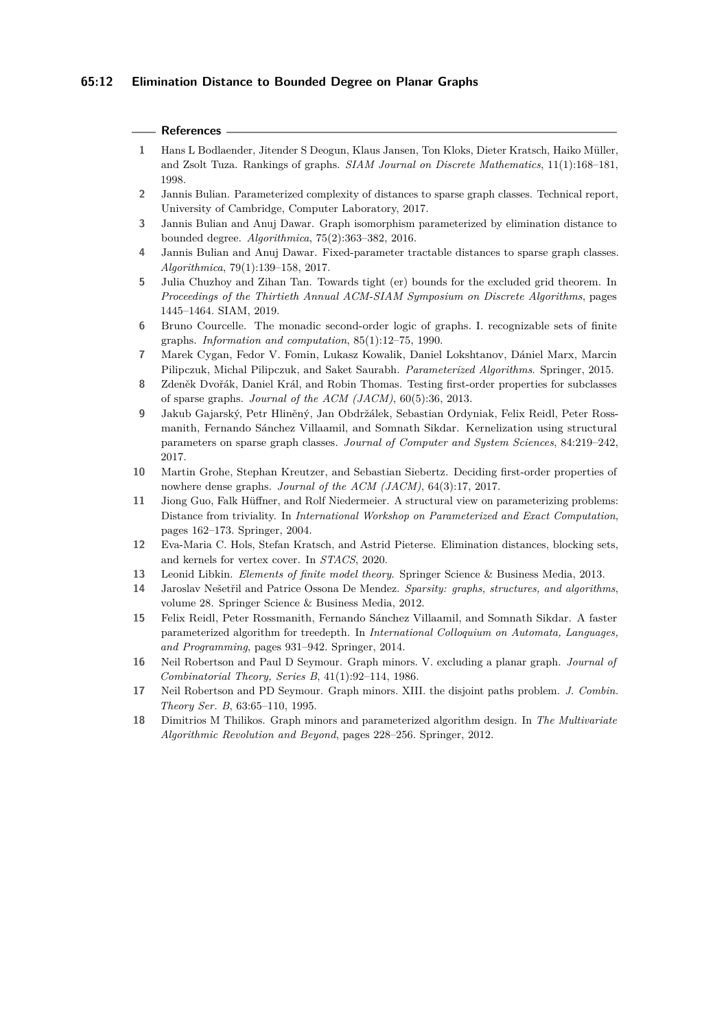## References

1. Hans L Bodlaender, Jitender S Deogun, Klaus Jansen, Ton Kloks, Dieter Kratsch, Haiko Müller, and Zsolt Tuza. Rankings of graphs. *SIAM Journal on Discrete Mathematics*, 11(1):168–181, 1998.
2. Jannis Bulian. Parameterized complexity of distances to sparse graph classes. Technical report, University of Cambridge, Computer Laboratory, 2017.
3. Jannis Bulian and Anuj Dawar. Graph isomorphism parameterized by elimination distance to bounded degree. *Algorithmica*, 75(2):363–382, 2016.
4. Jannis Bulian and Anuj Dawar. Fixed-parameter tractable distances to sparse graph classes. *Algorithmica*, 79(1):139–158, 2017.
5. Julia Chuzhoy and Zihan Tan. Towards tight (er) bounds for the excluded grid theorem. In *Proceedings of the Thirtieth Annual ACM-SIAM Symposium on Discrete Algorithms*, pages 1445–1464. SIAM, 2019.
6. Bruno Courcelle. The monadic second-order logic of graphs. I. recognizable sets of finite graphs. *Information and computation*, 85(1):12–75, 1990.
7. Marek Cygan, Fedor V. Fomin, Lukasz Kowalik, Daniel Lokshtanov, Dániel Marx, Marcin Pilipczuk, Michal Pilipczuk, and Saket Saurabh. *Parameterized Algorithms*. Springer, 2015.
8. Zdeněk Dvořák, Daniel Král, and Robin Thomas. Testing first-order properties for subclasses of sparse graphs. *Journal of the ACM (JACM)*, 60(5):36, 2013.
9. Jakub Gajarský, Petr Hliněný, Jan Obdržálek, Sebastian Ordyniak, Felix Reidl, Peter Rossmanith, Fernando Sánchez Villaamil, and Somnath Sikdar. Kernelization using structural parameters on sparse graph classes. *Journal of Computer and System Sciences*, 84:219–242, 2017.
10. Martin Grohe, Stephan Kreutzer, and Sebastian Siebertz. Deciding first-order properties of nowhere dense graphs. *Journal of the ACM (JACM)*, 64(3):17, 2017.
11. Jiong Guo, Falk Hüffner, and Rolf Niedermeier. A structural view on parameterizing problems: Distance from triviality. In *International Workshop on Parameterized and Exact Computation*, pages 162–173. Springer, 2004.
12. Eva-Maria C. Hols, Stefan Kratsch, and Astrid Pieterse. Elimination distances, blocking sets, and kernels for vertex cover. In *STACS*, 2020.
13. Leonid Libkin. *Elements of finite model theory*. Springer Science & Business Media, 2013.
14. Jaroslav Nešetřil and Patrice Ossona De Mendez. *Sparsity: graphs, structures, and algorithms*, volume 28. Springer Science & Business Media, 2012.
15. Felix Reidl, Peter Rossmanith, Fernando Sánchez Villaamil, and Somnath Sikdar. A faster parameterized algorithm for treedepth. In *International Colloquium on Automata, Languages, and Programming*, pages 931–942. Springer, 2014.
16. Neil Robertson and Paul D Seymour. Graph minors. V. excluding a planar graph. *Journal of Combinatorial Theory, Series B*, 41(1):92–114, 1986.
17. Neil Robertson and PD Seymour. Graph minors. XIII. the disjoint paths problem. *J. Combin. Theory Ser. B*, 63:65–110, 1995.
18. Dimitrios M Thilikos. Graph minors and parameterized algorithm design. In *The Multivariate Algorithmic Revolution and Beyond*, pages 228–256. Springer, 2012.